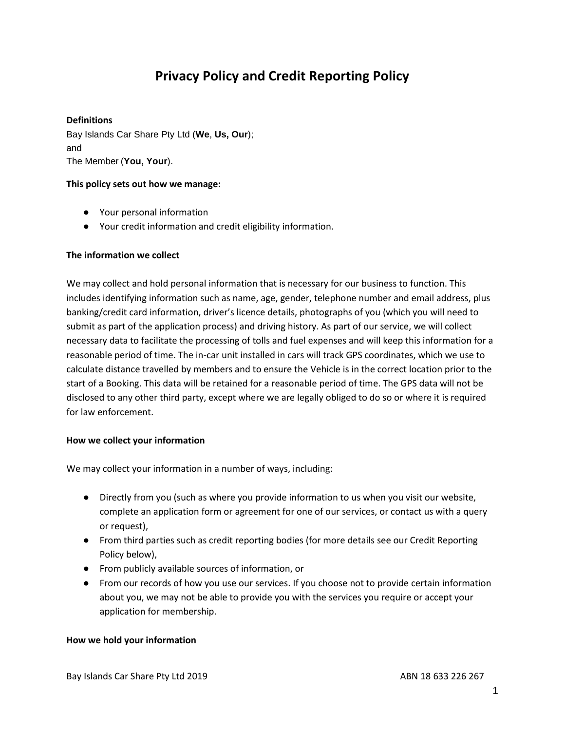# Privacy Policy and Credit Reporting Policy

**Definitions**

Bay Islands Car Share Pty Ltd (**We**, **Us, Our**);
and
The Member (**You, Your**).

**This policy sets out how we manage:**

- Your personal information
- Your credit information and credit eligibility information.

**The information we collect**

We may collect and hold personal information that is necessary for our business to function. This includes identifying information such as name, age, gender, telephone number and email address, plus banking/credit card information, driver's licence details, photographs of you (which you will need to submit as part of the application process) and driving history. As part of our service, we will collect necessary data to facilitate the processing of tolls and fuel expenses and will keep this information for a reasonable period of time. The in-car unit installed in cars will track GPS coordinates, which we use to calculate distance travelled by members and to ensure the Vehicle is in the correct location prior to the start of a Booking. This data will be retained for a reasonable period of time. The GPS data will not be disclosed to any other third party, except where we are legally obliged to do so or where it is required for law enforcement.

**How we collect your information**

We may collect your information in a number of ways, including:

- Directly from you (such as where you provide information to us when you visit our website, complete an application form or agreement for one of our services, or contact us with a query or request),
- From third parties such as credit reporting bodies (for more details see our Credit Reporting Policy below),
- From publicly available sources of information, or
- From our records of how you use our services. If you choose not to provide certain information about you, we may not be able to provide you with the services you require or accept your application for membership.

**How we hold your information**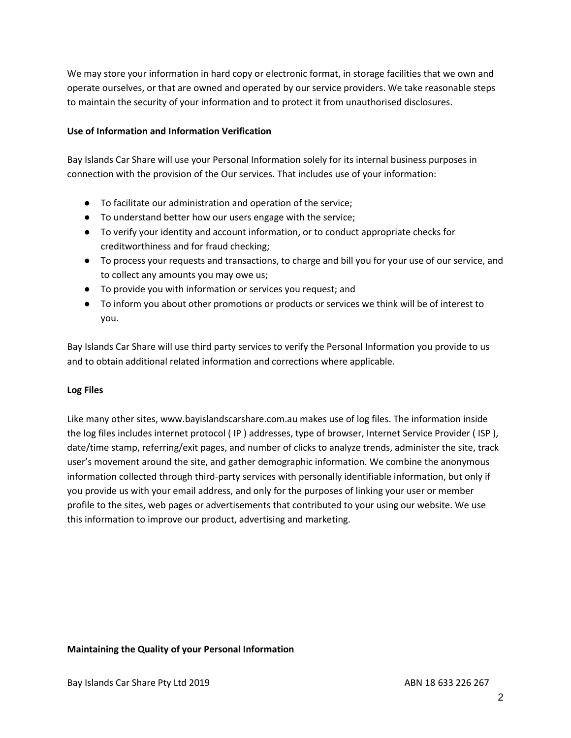We may store your information in hard copy or electronic format, in storage facilities that we own and operate ourselves, or that are owned and operated by our service providers. We take reasonable steps to maintain the security of your information and to protect it from unauthorised disclosures.

**Use of Information and Information Verification**

Bay Islands Car Share will use your Personal Information solely for its internal business purposes in connection with the provision of the Our services. That includes use of your information:

- To facilitate our administration and operation of the service;
- To understand better how our users engage with the service;
- To verify your identity and account information, or to conduct appropriate checks for creditworthiness and for fraud checking;
- To process your requests and transactions, to charge and bill you for your use of our service, and to collect any amounts you may owe us;
- To provide you with information or services you request; and
- To inform you about other promotions or products or services we think will be of interest to you.

Bay Islands Car Share will use third party services to verify the Personal Information you provide to us and to obtain additional related information and corrections where applicable.

**Log Files**

Like many other sites, www.bayislandscarshare.com.au makes use of log files. The information inside the log files includes internet protocol ( IP ) addresses, type of browser, Internet Service Provider ( ISP ), date/time stamp, referring/exit pages, and number of clicks to analyze trends, administer the site, track user's movement around the site, and gather demographic information. We combine the anonymous information collected through third-party services with personally identifiable information, but only if you provide us with your email address, and only for the purposes of linking your user or member profile to the sites, web pages or advertisements that contributed to your using our website. We use this information to improve our product, advertising and marketing.

**Maintaining the Quality of your Personal Information**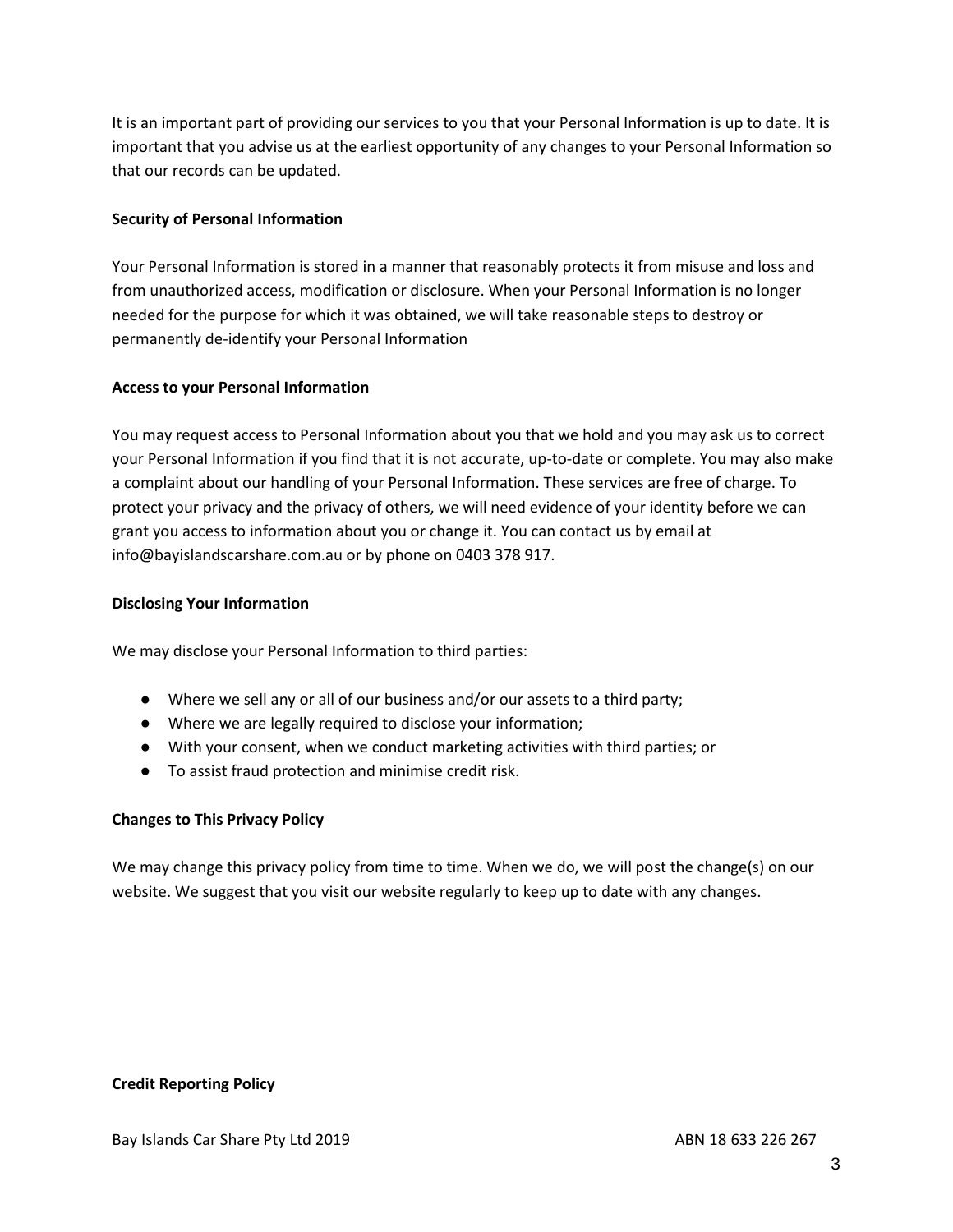It is an important part of providing our services to you that your Personal Information is up to date. It is important that you advise us at the earliest opportunity of any changes to your Personal Information so that our records can be updated.

**Security of Personal Information**

Your Personal Information is stored in a manner that reasonably protects it from misuse and loss and from unauthorized access, modification or disclosure. When your Personal Information is no longer needed for the purpose for which it was obtained, we will take reasonable steps to destroy or permanently de-identify your Personal Information

**Access to your Personal Information**

You may request access to Personal Information about you that we hold and you may ask us to correct your Personal Information if you find that it is not accurate, up-to-date or complete. You may also make a complaint about our handling of your Personal Information. These services are free of charge. To protect your privacy and the privacy of others, we will need evidence of your identity before we can grant you access to information about you or change it. You can contact us by email at info@bayislandscarshare.com.au or by phone on 0403 378 917.

**Disclosing Your Information**

We may disclose your Personal Information to third parties:

- Where we sell any or all of our business and/or our assets to a third party;
- Where we are legally required to disclose your information;
- With your consent, when we conduct marketing activities with third parties; or
- To assist fraud protection and minimise credit risk.

**Changes to This Privacy Policy**

We may change this privacy policy from time to time. When we do, we will post the change(s) on our website. We suggest that you visit our website regularly to keep up to date with any changes.

**Credit Reporting Policy**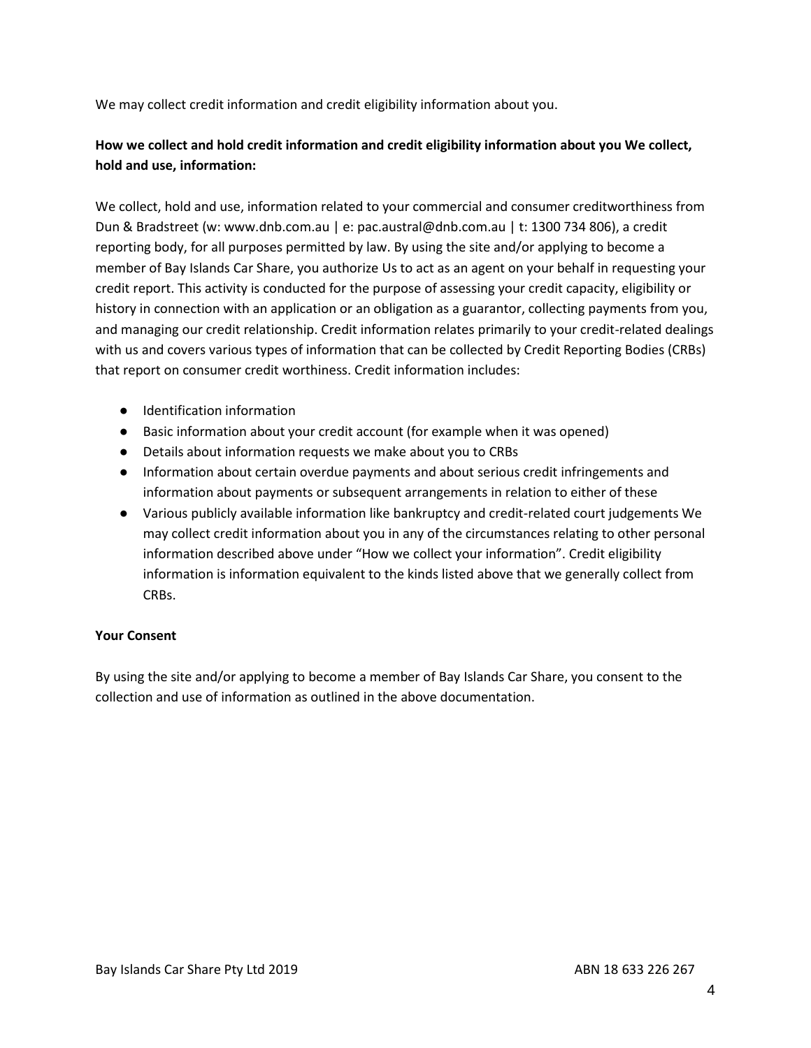We may collect credit information and credit eligibility information about you.

**How we collect and hold credit information and credit eligibility information about you We collect, hold and use, information:**

We collect, hold and use, information related to your commercial and consumer creditworthiness from Dun & Bradstreet (w: www.dnb.com.au | e: pac.austral@dnb.com.au | t: 1300 734 806), a credit reporting body, for all purposes permitted by law. By using the site and/or applying to become a member of Bay Islands Car Share, you authorize Us to act as an agent on your behalf in requesting your credit report. This activity is conducted for the purpose of assessing your credit capacity, eligibility or history in connection with an application or an obligation as a guarantor, collecting payments from you, and managing our credit relationship. Credit information relates primarily to your credit-related dealings with us and covers various types of information that can be collected by Credit Reporting Bodies (CRBs) that report on consumer credit worthiness. Credit information includes:

- Identification information
- Basic information about your credit account (for example when it was opened)
- Details about information requests we make about you to CRBs
- Information about certain overdue payments and about serious credit infringements and information about payments or subsequent arrangements in relation to either of these
- Various publicly available information like bankruptcy and credit-related court judgements We may collect credit information about you in any of the circumstances relating to other personal information described above under "How we collect your information". Credit eligibility information is information equivalent to the kinds listed above that we generally collect from CRBs.

**Your Consent**

By using the site and/or applying to become a member of Bay Islands Car Share, you consent to the collection and use of information as outlined in the above documentation.